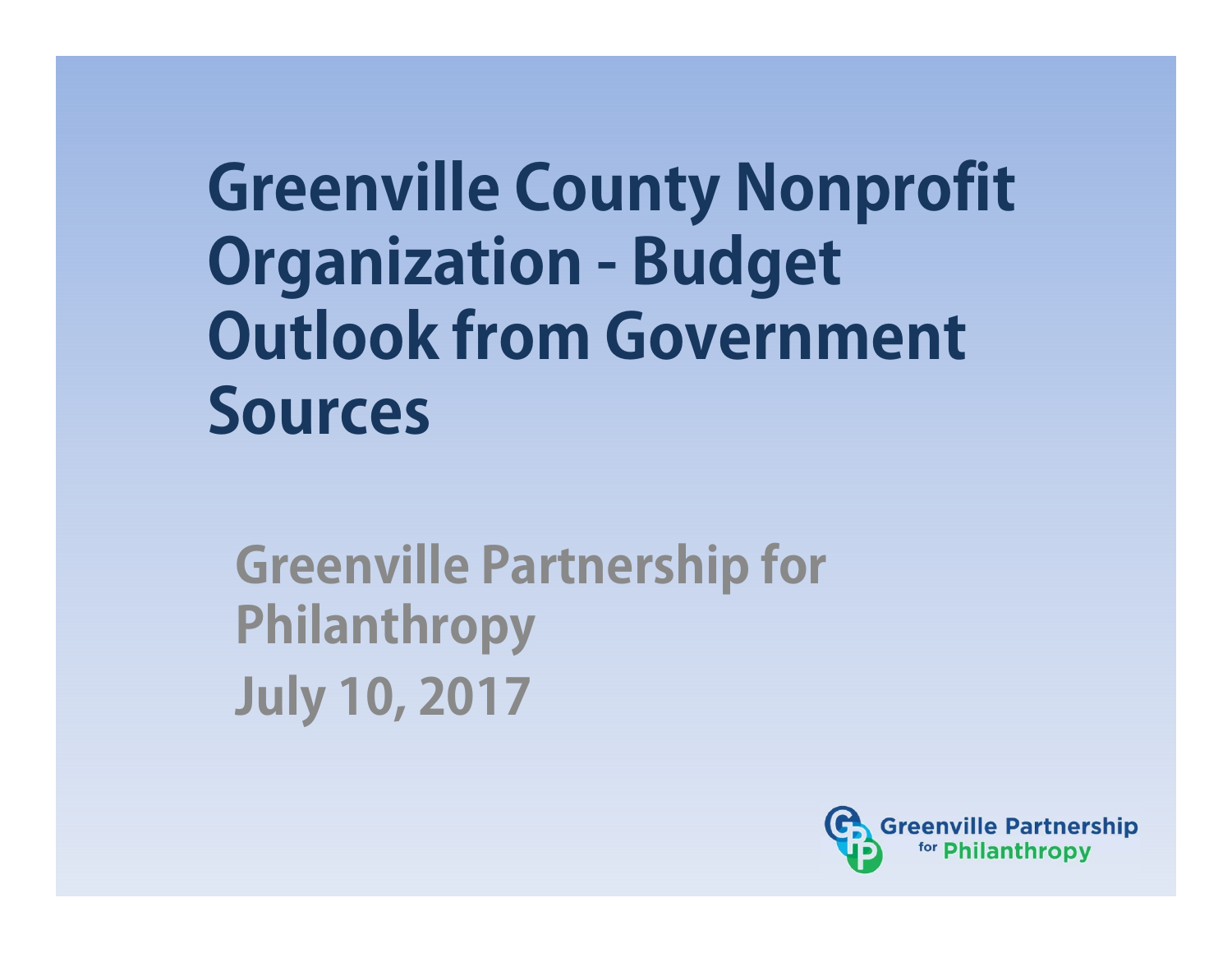# Greenville County Nonprofit Organization - Budget Outlook from Government Sources

## Greenville Partnership for Philanthropy

## July 10, 2017

Greenville Partnership for Philanthropy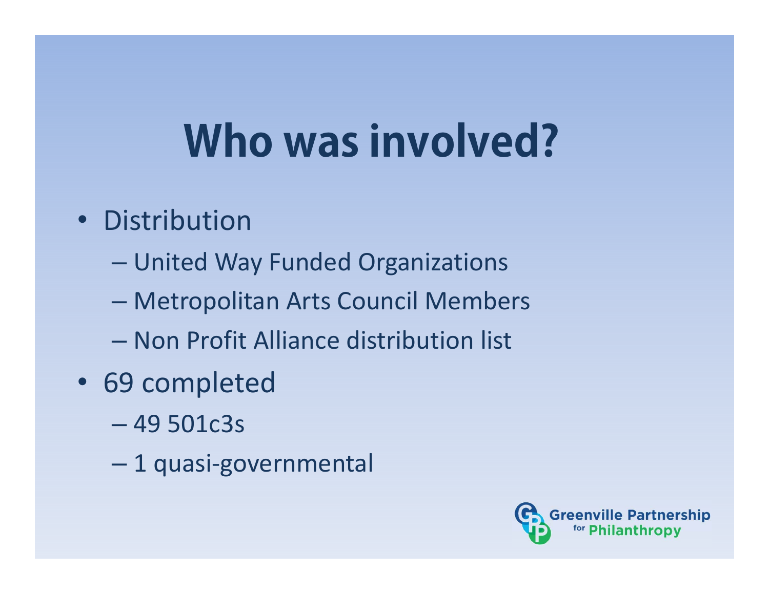# Who was involved?

- Distribution
  - United Way Funded Organizations
  - Metropolitan Arts Council Members
  - Non Profit Alliance distribution list
- 69 completed
  - 49 501c3s
  - 1 quasi-governmental

Greenville Partnership for Philanthropy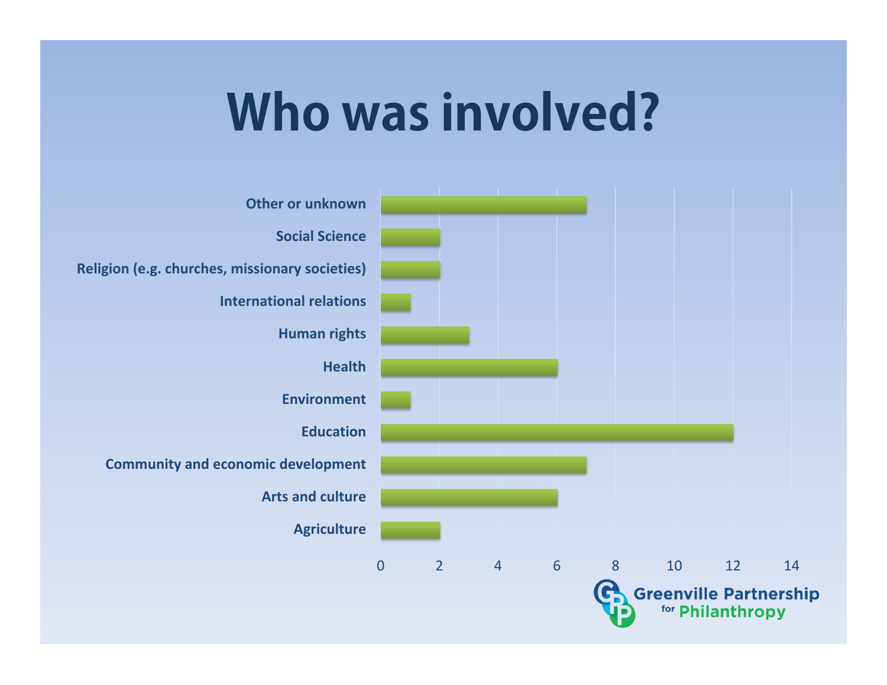# Who was involved?

| Category | Value |
| --- | --- |
| Other or unknown | 7 |
| Social Science | 2 |
| Religion (e.g. churches, missionary societies) | 2 |
| International relations | 1 |
| Human rights | 3 |
| Health | 6 |
| Environment | 1 |
| Education | 12 |
| Community and economic development | 7 |
| Arts and culture | 6 |
| Agriculture | 2 |

Greenville Partnership for Philanthropy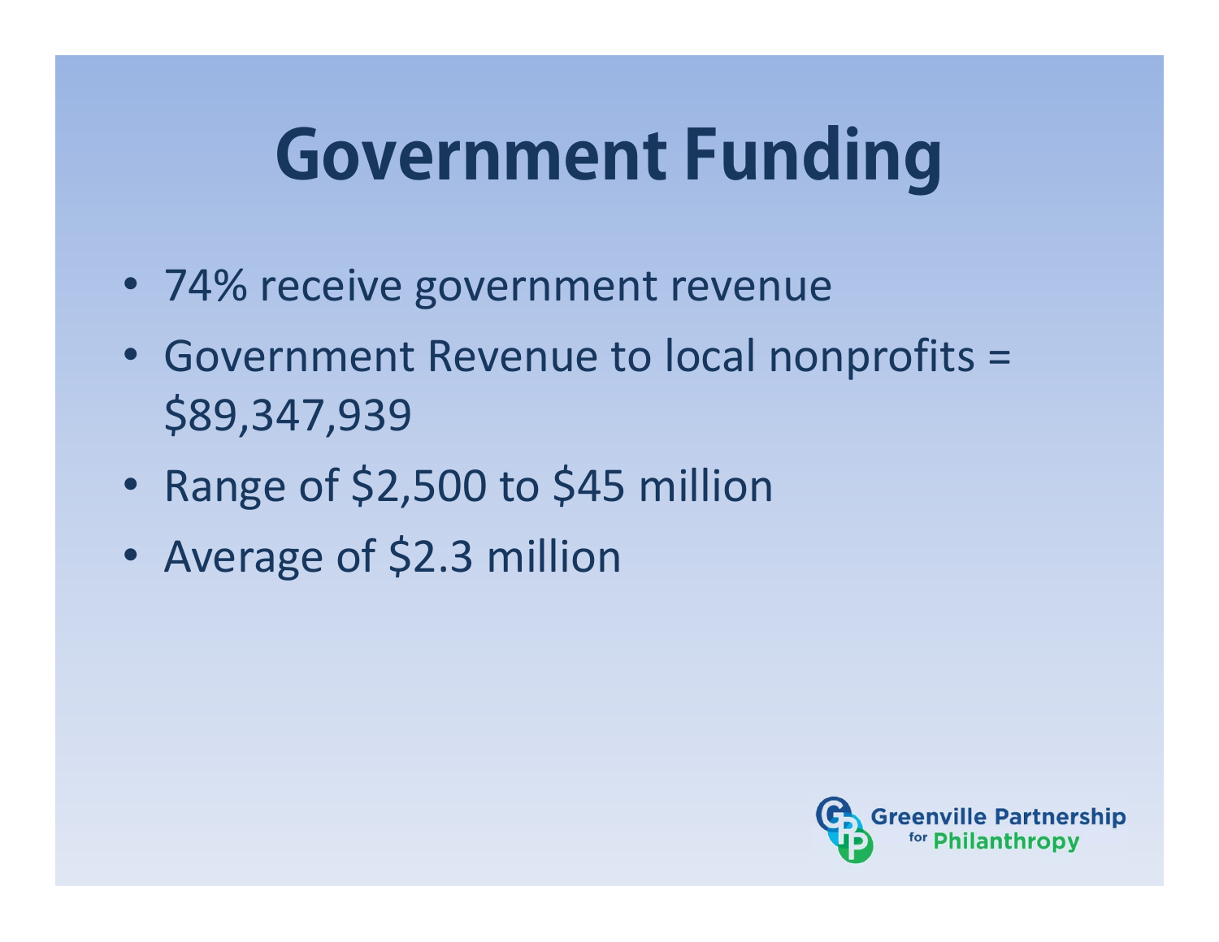# Government Funding

- 74% receive government revenue
- Government Revenue to local nonprofits = $89,347,939
- Range of $2,500 to $45 million
- Average of $2.3 million

Greenville Partnership for Philanthropy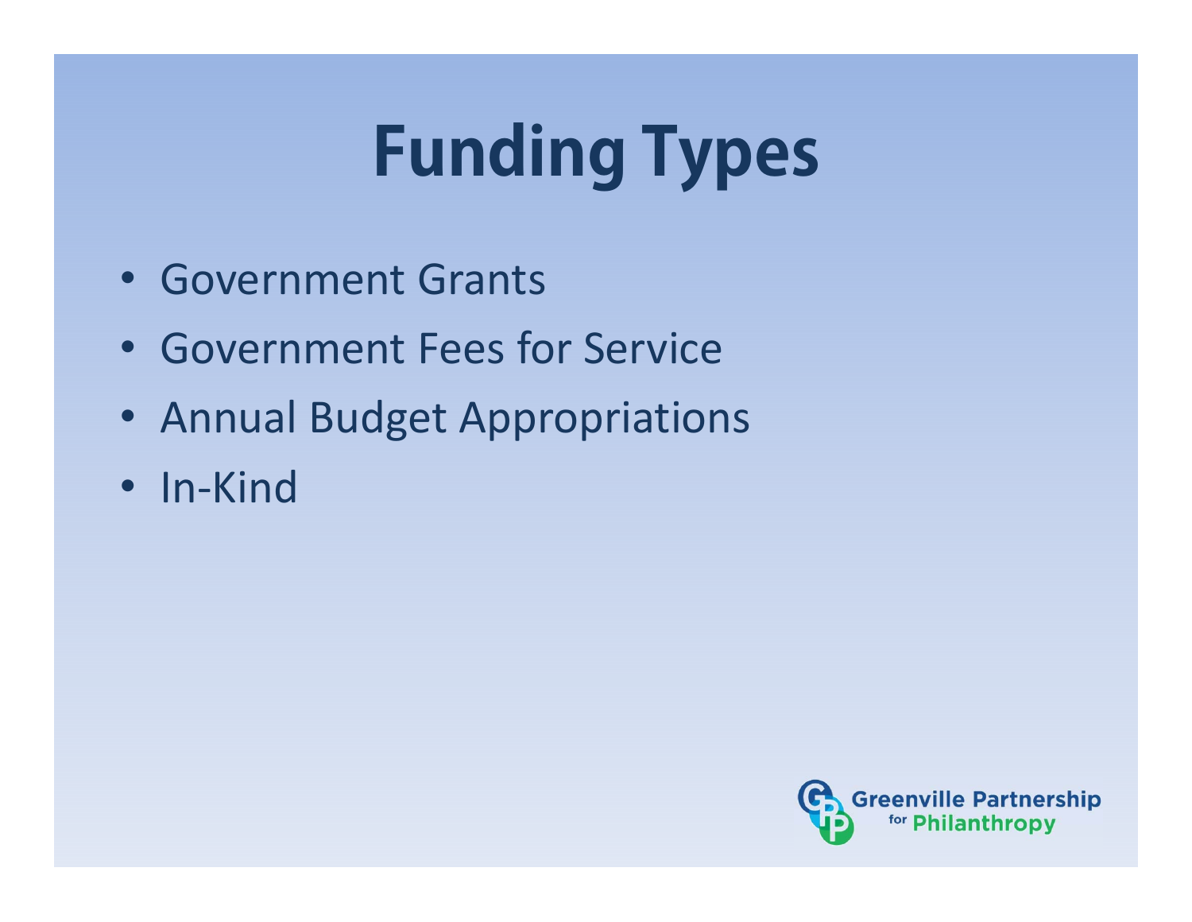# Funding Types

- Government Grants
- Government Fees for Service
- Annual Budget Appropriations
- In-Kind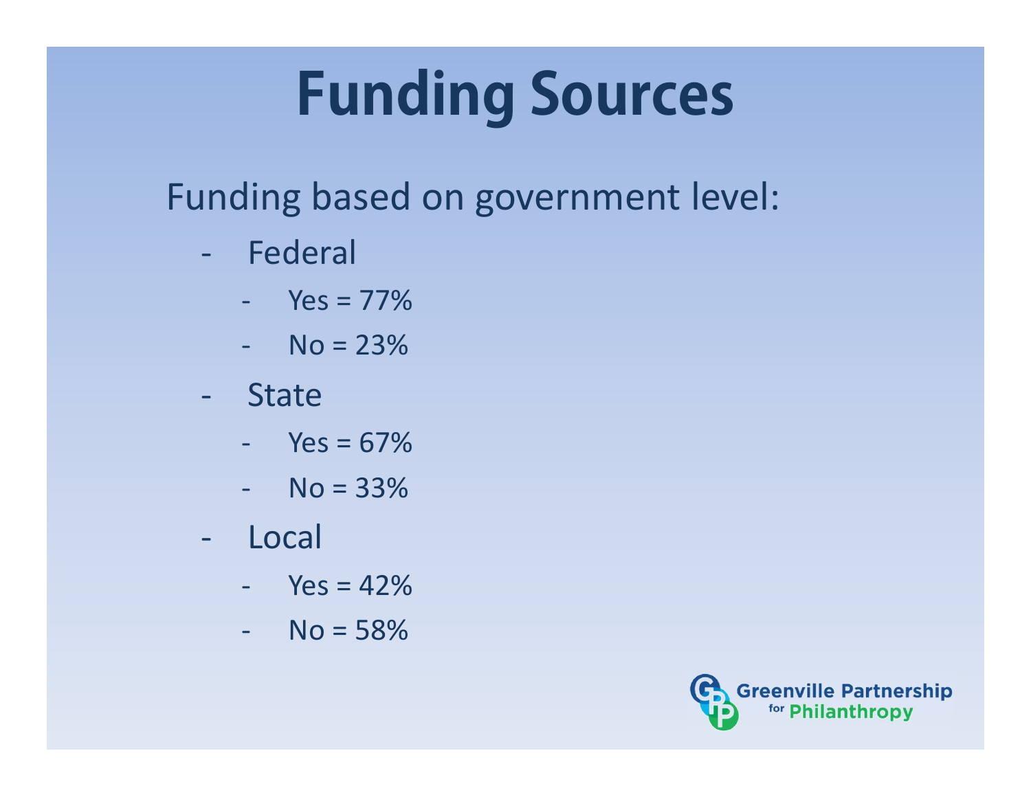# Funding Sources

Funding based on government level:

- Federal
  - Yes = 77%
  - No = 23%
- State
  - Yes = 67%
  - No = 33%
- Local
  - Yes = 42%
  - No = 58%

Greenville Partnership for Philanthropy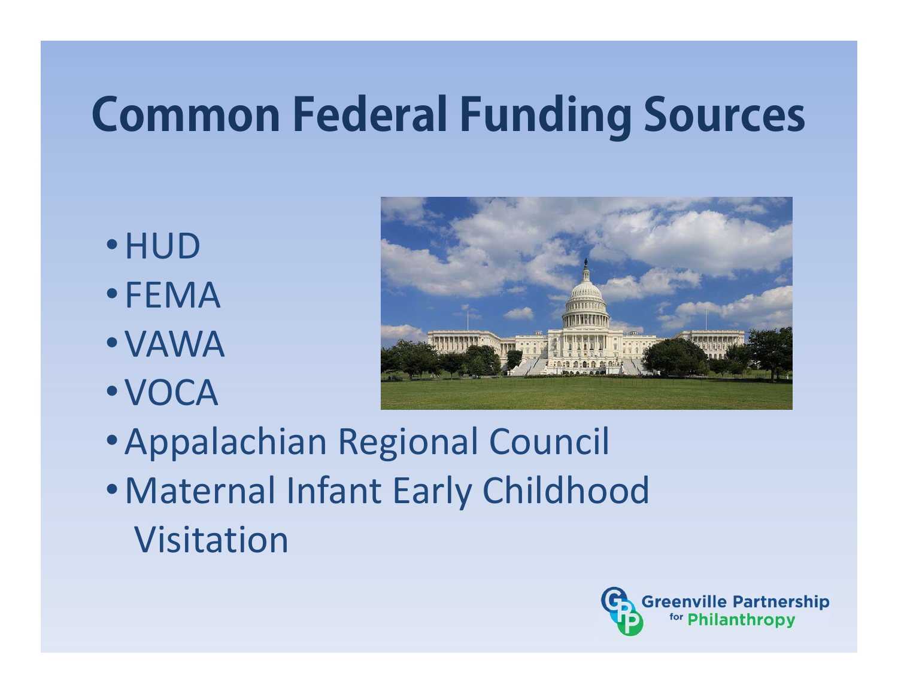# Common Federal Funding Sources

- HUD
- FEMA
- VAWA
- VOCA
- Appalachian Regional Council
- Maternal Infant Early Childhood Visitation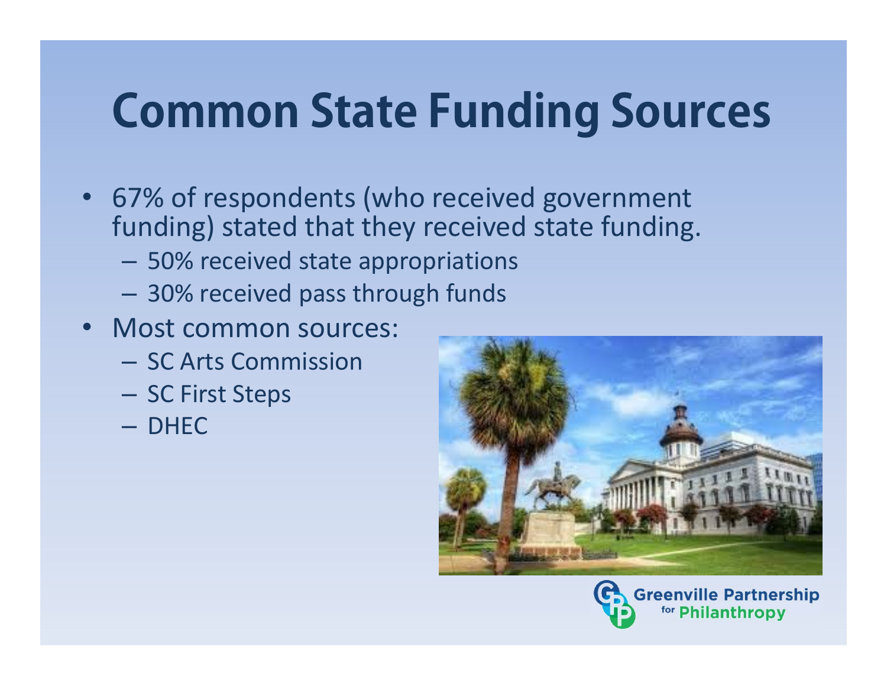# Common State Funding Sources

- 67% of respondents (who received government funding) stated that they received state funding.
  - 50% received state appropriations
  - 30% received pass through funds
- Most common sources:
  - SC Arts Commission
  - SC First Steps
  - DHEC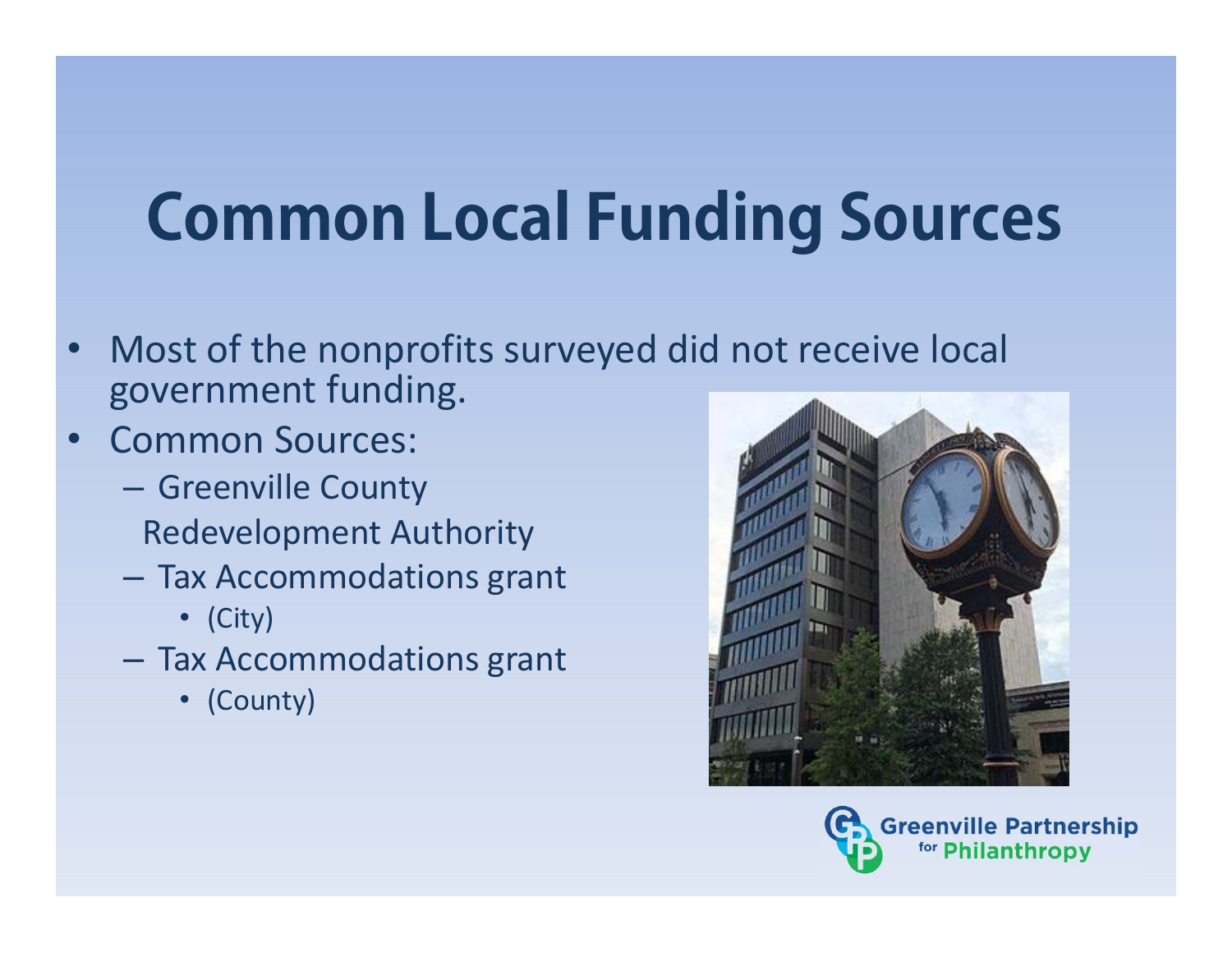# Common Local Funding Sources

- Most of the nonprofits surveyed did not receive local government funding.
- Common Sources:
  - Greenville County Redevelopment Authority
  - Tax Accommodations grant
    - (City)
  - Tax Accommodations grant
    - (County)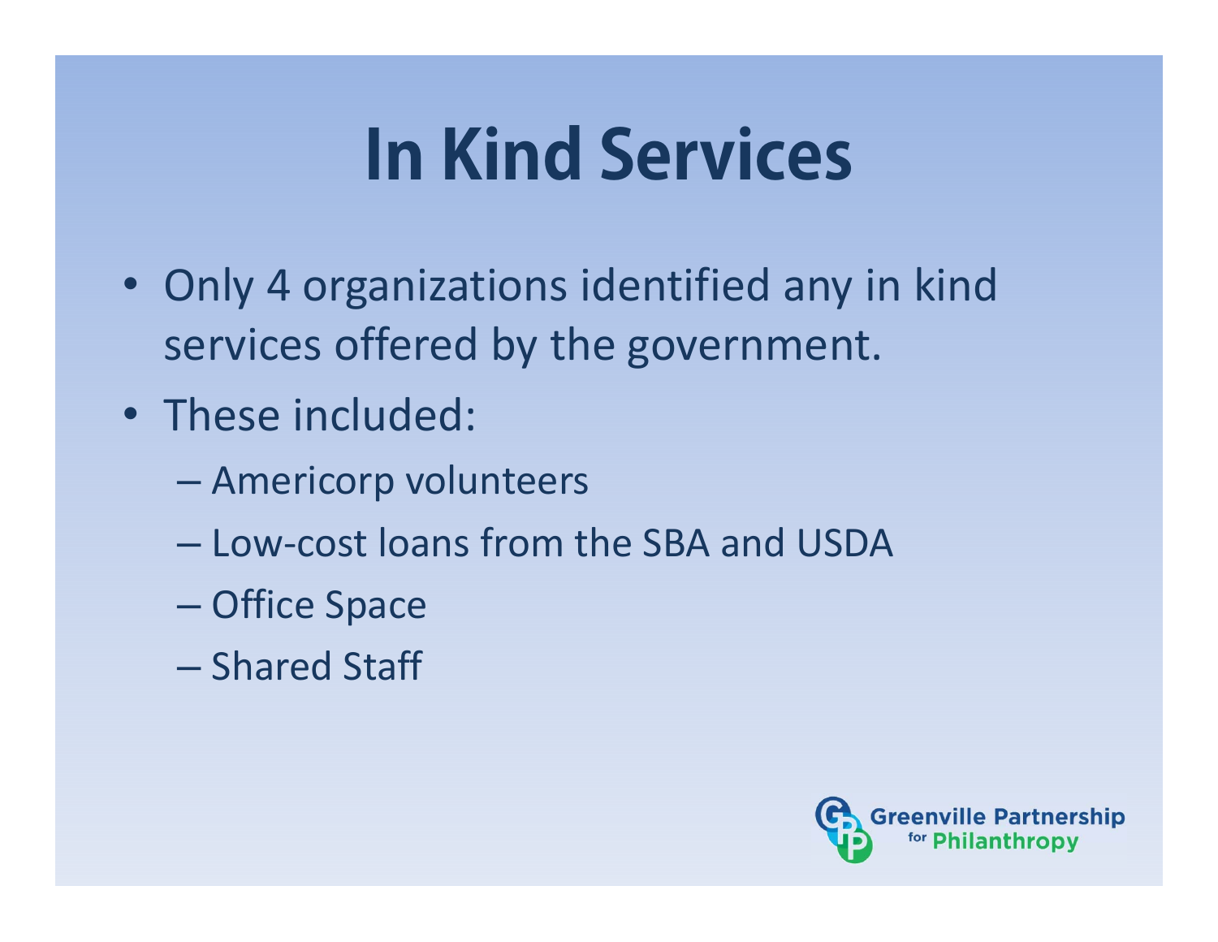# In Kind Services

- Only 4 organizations identified any in kind services offered by the government.
- These included:
  - Americorp volunteers
  - Low-cost loans from the SBA and USDA
  - Office Space
  - Shared Staff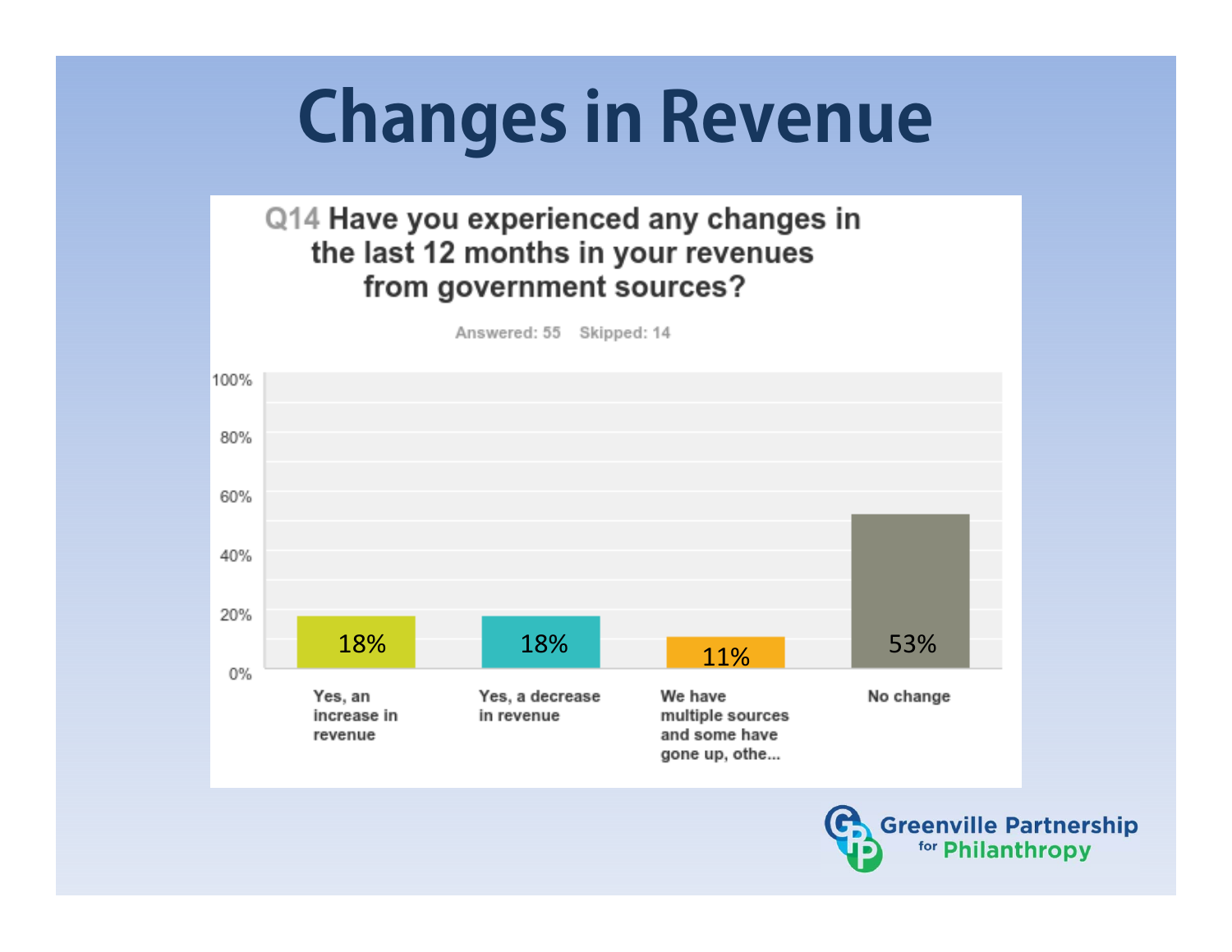# Changes in Revenue

**Q14 Have you experienced any changes in the last 12 months in your revenues from government sources?**

Answered: 55 Skipped: 14

| Response | Percentage |
|---|---|
| Yes, an increase in revenue | 18% |
| Yes, a decrease in revenue | 18% |
| We have multiple sources and some have gone up, othe... | 11% |
| No change | 53% |

Greenville Partnership for Philanthropy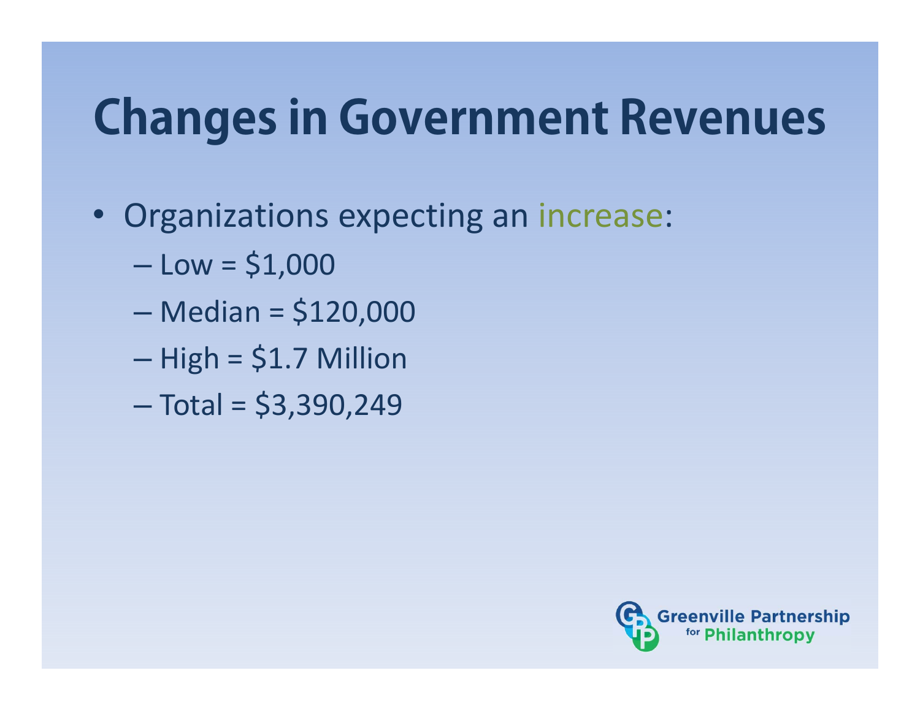# Changes in Government Revenues

- Organizations expecting an increase:
  - Low = $1,000
  - Median = $120,000
  - High = $1.7 Million
  - Total = $3,390,249

Greenville Partnership for Philanthropy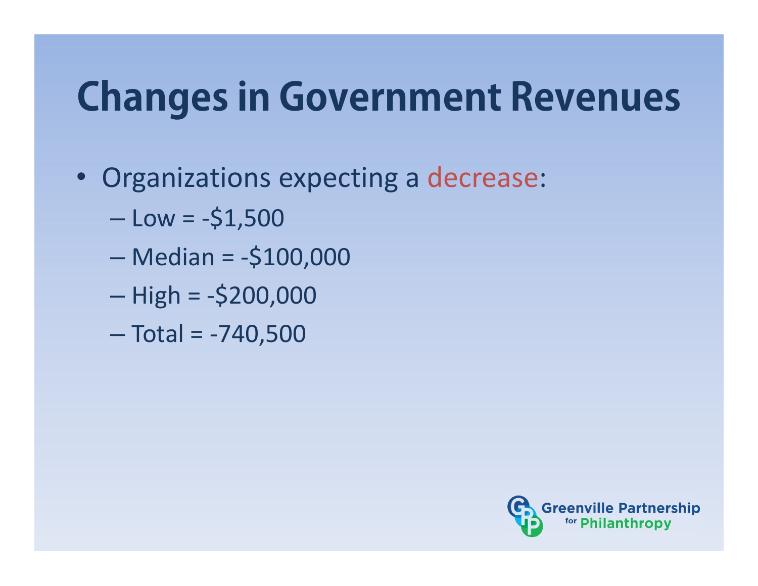# Changes in Government Revenues

- Organizations expecting a decrease:
  - Low = -$1,500
  - Median = -$100,000
  - High = -$200,000
  - Total = -740,500

Greenville Partnership for Philanthropy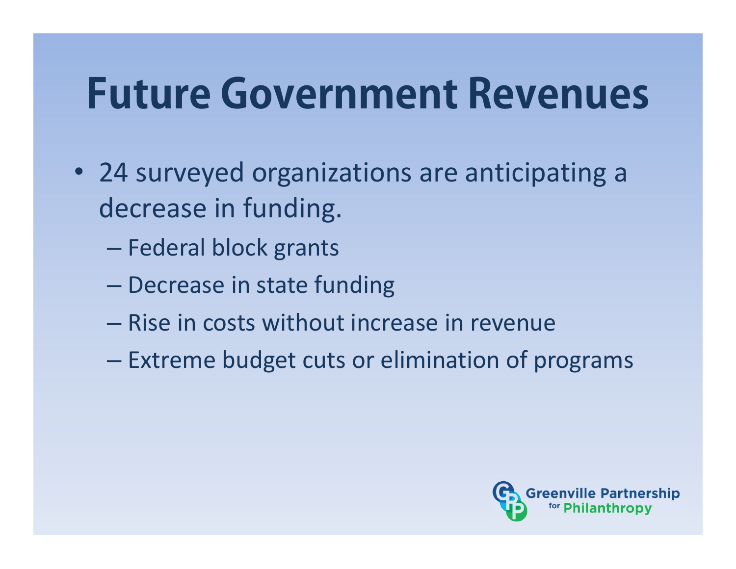# Future Government Revenues

- 24 surveyed organizations are anticipating a decrease in funding.
  - Federal block grants
  - Decrease in state funding
  - Rise in costs without increase in revenue
  - Extreme budget cuts or elimination of programs

Greenville Partnership for Philanthropy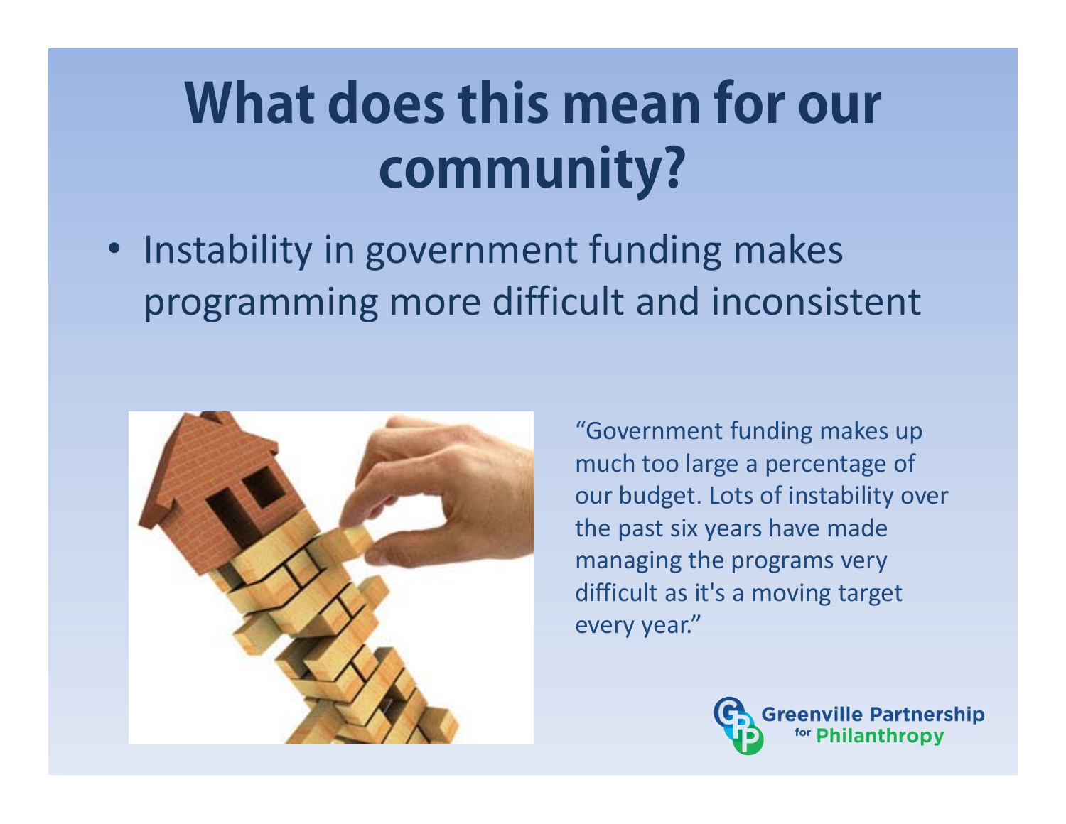# What does this mean for our community?

- Instability in government funding makes programming more difficult and inconsistent

"Government funding makes up much too large a percentage of our budget. Lots of instability over the past six years have made managing the programs very difficult as it's a moving target every year."

Greenville Partnership for Philanthropy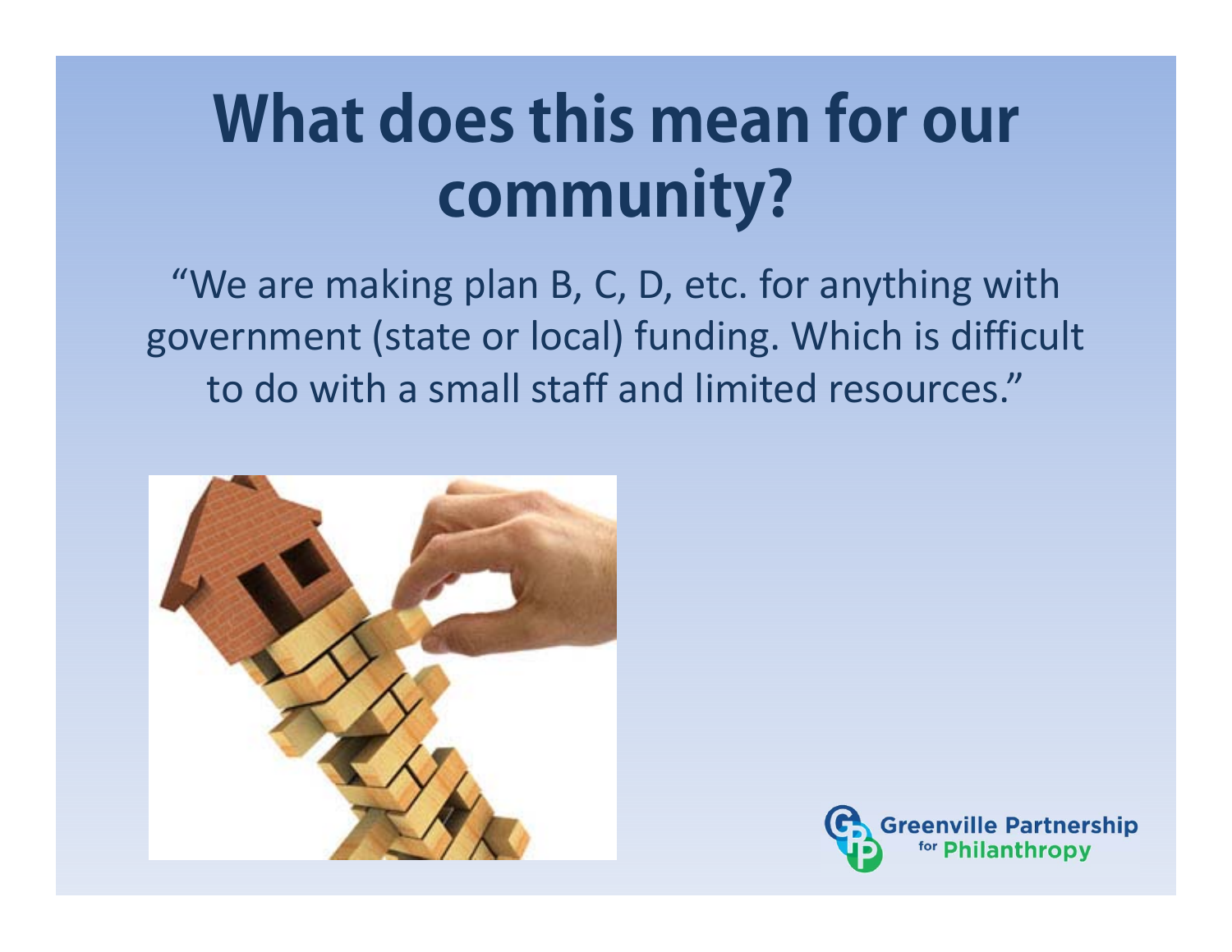# What does this mean for our community?

"We are making plan B, C, D, etc. for anything with government (state or local) funding. Which is difficult to do with a small staff and limited resources."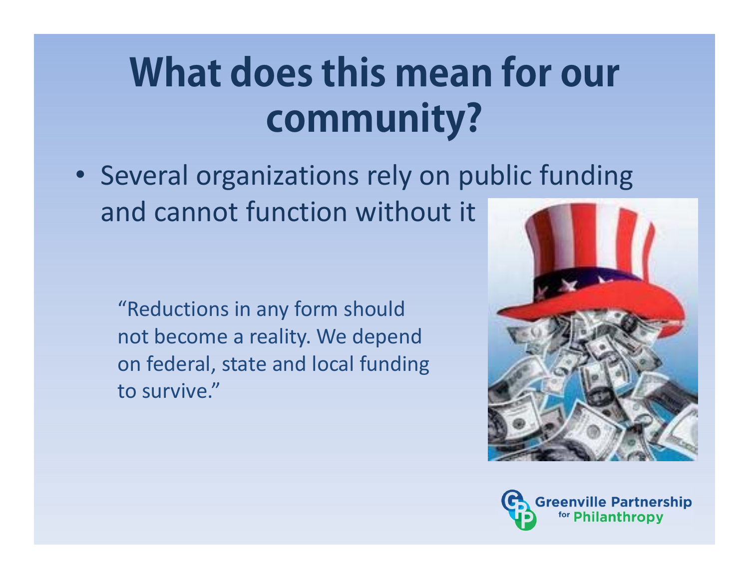# What does this mean for our community?

- Several organizations rely on public funding and cannot function without it

> "Reductions in any form should not become a reality. We depend on federal, state and local funding to survive."

Greenville Partnership for Philanthropy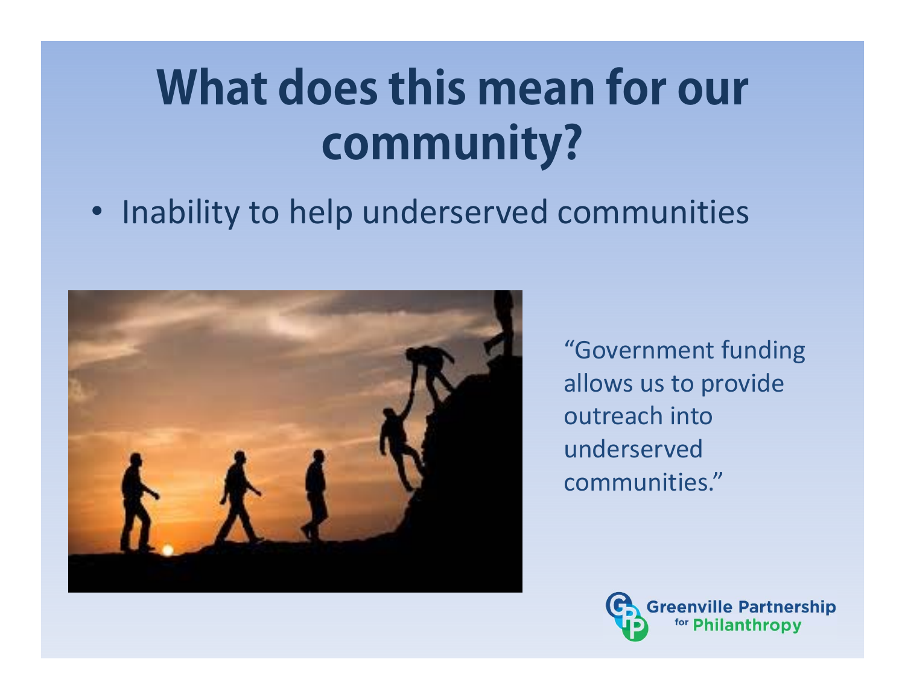# What does this mean for our community?

- Inability to help underserved communities

"Government funding allows us to provide outreach into underserved communities."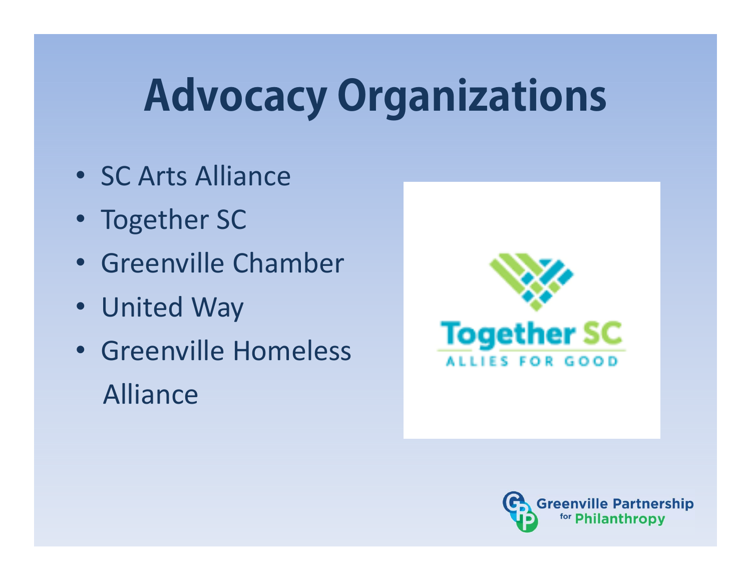# Advocacy Organizations

- SC Arts Alliance
- Together SC
- Greenville Chamber
- United Way
- Greenville Homeless Alliance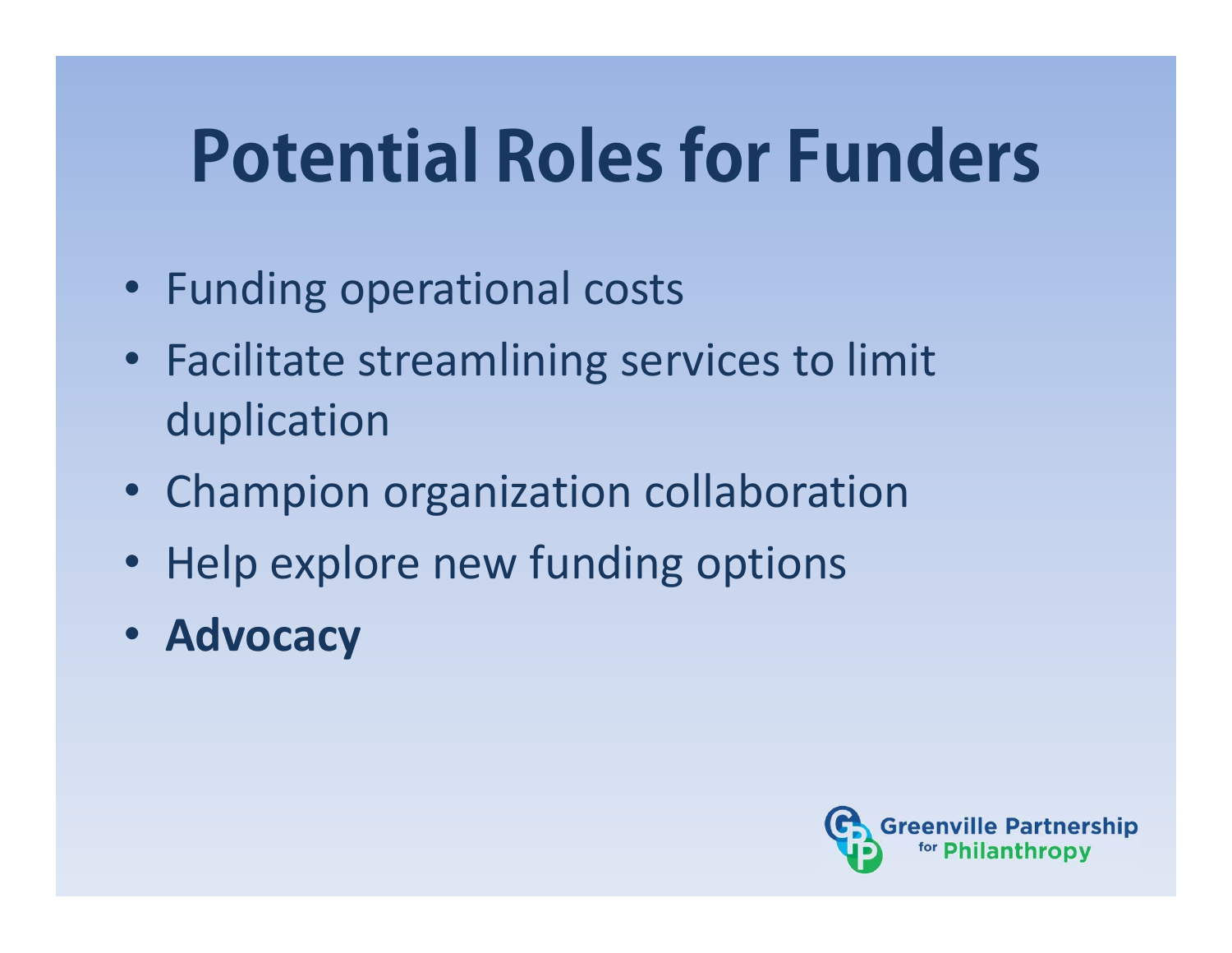# Potential Roles for Funders

- Funding operational costs
- Facilitate streamlining services to limit duplication
- Champion organization collaboration
- Help explore new funding options
- **Advocacy**

Greenville Partnership for Philanthropy